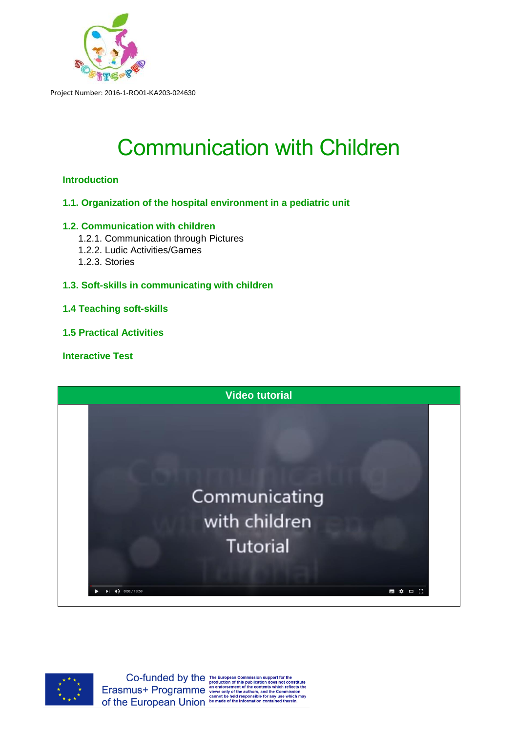Project Number: 2016-1-RO01-KA203-024630

# Communication with Children

**Introduction**

**1.1. Organization of the hospital environment in a pediatric unit**

**1.2. Communication with children**

1.2.1. Communication through Pictures
1.2.2. Ludic Activities/Games
1.2.3. Stories

**1.3. Soft-skills in communicating with children**

**1.4 Teaching soft-skills**

**1.5 Practical Activities**

**Interactive Test**

**Video tutorial**

Communicating with children Tutorial

Co-funded by the Erasmus+ Programme of the European Union

The European Commission support for the production of this publication does not constitute an endorsement of the contents which reflects the views only of the authors, and the Commission cannot be held responsible for any use which may be made of the information contained therein.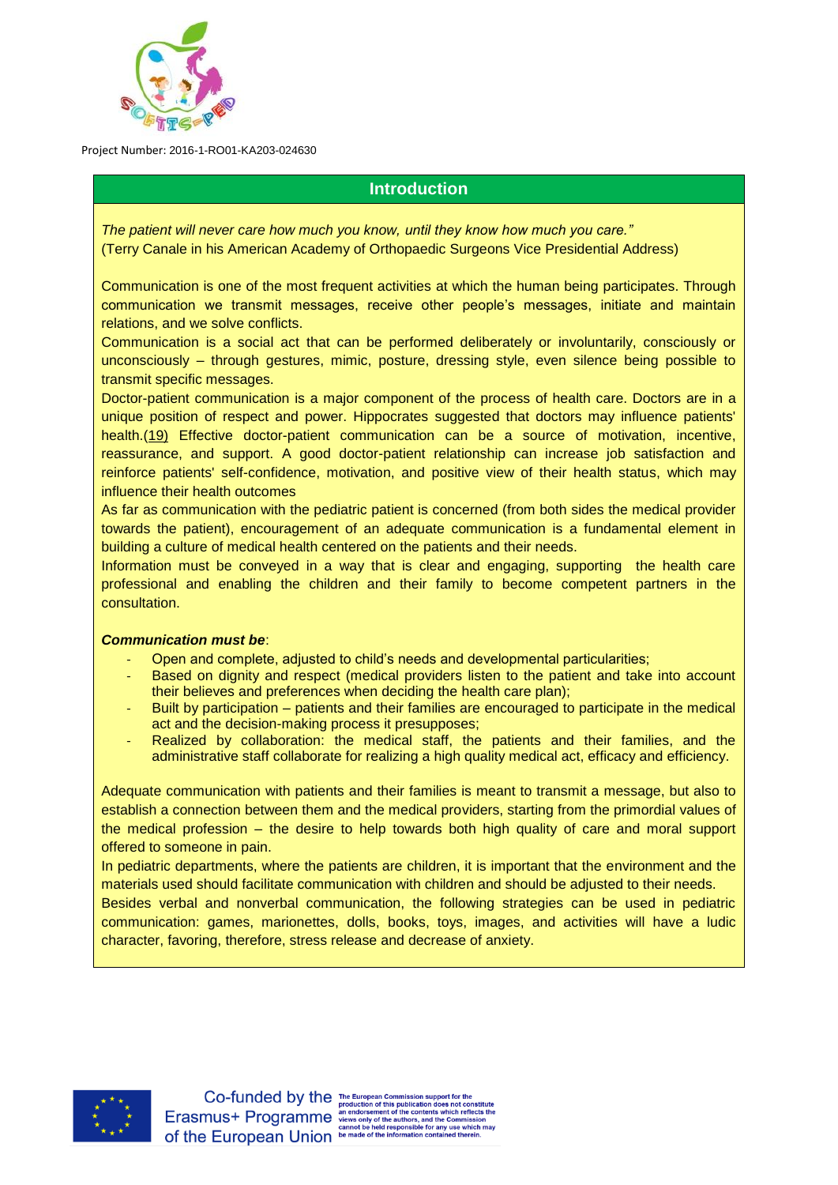## Introduction

*The patient will never care how much you know, until they know how much you care."*
(Terry Canale in his American Academy of Orthopaedic Surgeons Vice Presidential Address)

Communication is one of the most frequent activities at which the human being participates. Through communication we transmit messages, receive other people's messages, initiate and maintain relations, and we solve conflicts.

Communication is a social act that can be performed deliberately or involuntarily, consciously or unconsciously – through gestures, mimic, posture, dressing style, even silence being possible to transmit specific messages.

Doctor-patient communication is a major component of the process of health care. Doctors are in a unique position of respect and power. Hippocrates suggested that doctors may influence patients' health.(19) Effective doctor-patient communication can be a source of motivation, incentive, reassurance, and support. A good doctor-patient relationship can increase job satisfaction and reinforce patients' self-confidence, motivation, and positive view of their health status, which may influence their health outcomes

As far as communication with the pediatric patient is concerned (from both sides the medical provider towards the patient), encouragement of an adequate communication is a fundamental element in building a culture of medical health centered on the patients and their needs.

Information must be conveyed in a way that is clear and engaging, supporting the health care professional and enabling the children and their family to become competent partners in the consultation.

***Communication must be***:

- Open and complete, adjusted to child's needs and developmental particularities;
- Based on dignity and respect (medical providers listen to the patient and take into account their believes and preferences when deciding the health care plan);
- Built by participation – patients and their families are encouraged to participate in the medical act and the decision-making process it presupposes;
- Realized by collaboration: the medical staff, the patients and their families, and the administrative staff collaborate for realizing a high quality medical act, efficacy and efficiency.

Adequate communication with patients and their families is meant to transmit a message, but also to establish a connection between them and the medical providers, starting from the primordial values of the medical profession – the desire to help towards both high quality of care and moral support offered to someone in pain.

In pediatric departments, where the patients are children, it is important that the environment and the materials used should facilitate communication with children and should be adjusted to their needs.

Besides verbal and nonverbal communication, the following strategies can be used in pediatric communication: games, marionettes, dolls, books, toys, images, and activities will have a ludic character, favoring, therefore, stress release and decrease of anxiety.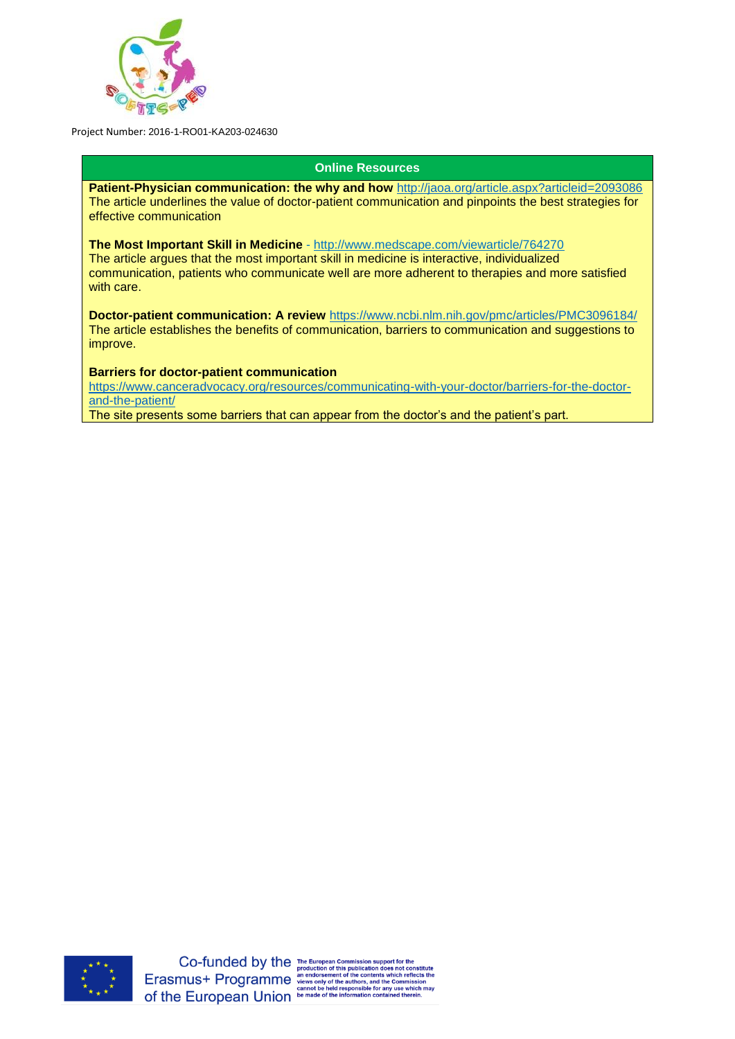## Online Resources

**Patient-Physician communication: the why and how** http://jaoa.org/article.aspx?articleid=2093086
The article underlines the value of doctor-patient communication and pinpoints the best strategies for effective communication

**The Most Important Skill in Medicine** - http://www.medscape.com/viewarticle/764270
The article argues that the most important skill in medicine is interactive, individualized communication, patients who communicate well are more adherent to therapies and more satisfied with care.

**Doctor-patient communication: A review** https://www.ncbi.nlm.nih.gov/pmc/articles/PMC3096184/
The article establishes the benefits of communication, barriers to communication and suggestions to improve.

**Barriers for doctor-patient communication**
https://www.canceradvocacy.org/resources/communicating-with-your-doctor/barriers-for-the-doctor-and-the-patient/
The site presents some barriers that can appear from the doctor's and the patient's part.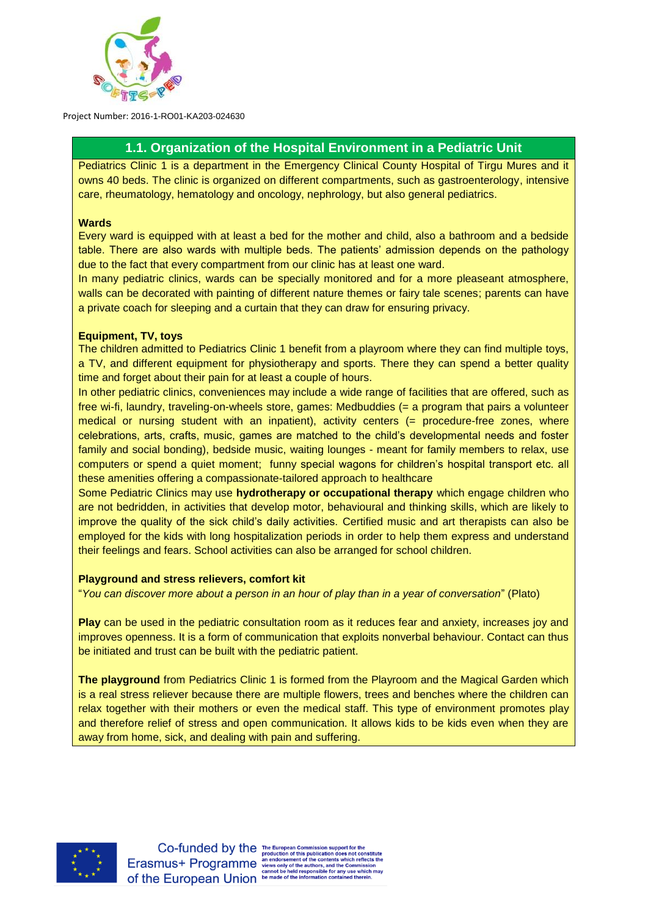## 1.1. Organization of the Hospital Environment in a Pediatric Unit

Pediatrics Clinic 1 is a department in the Emergency Clinical County Hospital of Tirgu Mures and it owns 40 beds. The clinic is organized on different compartments, such as gastroenterology, intensive care, rheumatology, hematology and oncology, nephrology, but also general pediatrics.

**Wards**

Every ward is equipped with at least a bed for the mother and child, also a bathroom and a bedside table. There are also wards with multiple beds. The patients' admission depends on the pathology due to the fact that every compartment from our clinic has at least one ward.

In many pediatric clinics, wards can be specially monitored and for a more pleaseant atmosphere, walls can be decorated with painting of different nature themes or fairy tale scenes; parents can have a private coach for sleeping and a curtain that they can draw for ensuring privacy.

**Equipment, TV, toys**

The children admitted to Pediatrics Clinic 1 benefit from a playroom where they can find multiple toys, a TV, and different equipment for physiotherapy and sports. There they can spend a better quality time and forget about their pain for at least a couple of hours.

In other pediatric clinics, conveniences may include a wide range of facilities that are offered, such as free wi-fi, laundry, traveling-on-wheels store, games: Medbuddies (= a program that pairs a volunteer medical or nursing student with an inpatient), activity centers (= procedure-free zones, where celebrations, arts, crafts, music, games are matched to the child's developmental needs and foster family and social bonding), bedside music, waiting lounges - meant for family members to relax, use computers or spend a quiet moment; funny special wagons for children's hospital transport etc. all these amenities offering a compassionate-tailored approach to healthcare

Some Pediatric Clinics may use **hydrotherapy or occupational therapy** which engage children who are not bedridden, in activities that develop motor, behavioural and thinking skills, which are likely to improve the quality of the sick child's daily activities. Certified music and art therapists can also be employed for the kids with long hospitalization periods in order to help them express and understand their feelings and fears. School activities can also be arranged for school children.

**Playground and stress relievers, comfort kit**

"*You can discover more about a person in an hour of play than in a year of conversation*" (Plato)

**Play** can be used in the pediatric consultation room as it reduces fear and anxiety, increases joy and improves openness. It is a form of communication that exploits nonverbal behaviour. Contact can thus be initiated and trust can be built with the pediatric patient.

**The playground** from Pediatrics Clinic 1 is formed from the Playroom and the Magical Garden which is a real stress reliever because there are multiple flowers, trees and benches where the children can relax together with their mothers or even the medical staff. This type of environment promotes play and therefore relief of stress and open communication. It allows kids to be kids even when they are away from home, sick, and dealing with pain and suffering.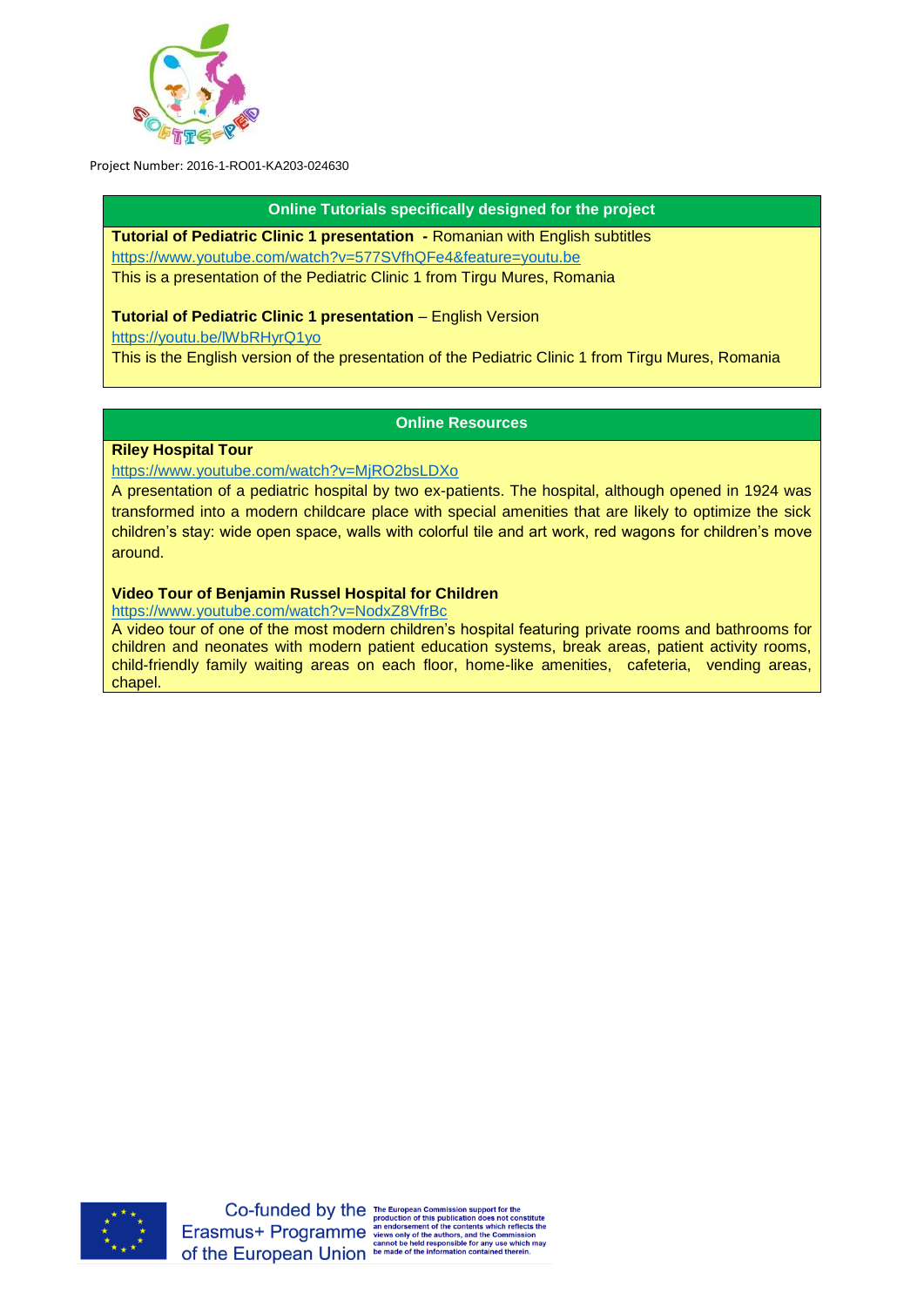Project Number: 2016-1-RO01-KA203-024630

## Online Tutorials specifically designed for the project

**Tutorial of Pediatric Clinic 1 presentation -** Romanian with English subtitles
https://www.youtube.com/watch?v=577SVfhQFe4&feature=youtu.be
This is a presentation of the Pediatric Clinic 1 from Tirgu Mures, Romania

**Tutorial of Pediatric Clinic 1 presentation** – English Version
https://youtu.be/lWbRHyrQ1yo
This is the English version of the presentation of the Pediatric Clinic 1 from Tirgu Mures, Romania

## Online Resources

**Riley Hospital Tour**
https://www.youtube.com/watch?v=MjRO2bsLDXo
A presentation of a pediatric hospital by two ex-patients. The hospital, although opened in 1924 was transformed into a modern childcare place with special amenities that are likely to optimize the sick children's stay: wide open space, walls with colorful tile and art work, red wagons for children's move around.

**Video Tour of Benjamin Russel Hospital for Children**
https://www.youtube.com/watch?v=NodxZ8VfrBc
A video tour of one of the most modern children's hospital featuring private rooms and bathrooms for children and neonates with modern patient education systems, break areas, patient activity rooms, child-friendly family waiting areas on each floor, home-like amenities, cafeteria, vending areas, chapel.

Co-funded by the Erasmus+ Programme of the European Union. The European Commission support for the production of this publication does not constitute an endorsement of the contents which reflects the views only of the authors, and the Commission cannot be held responsible for any use which may be made of the information contained therein.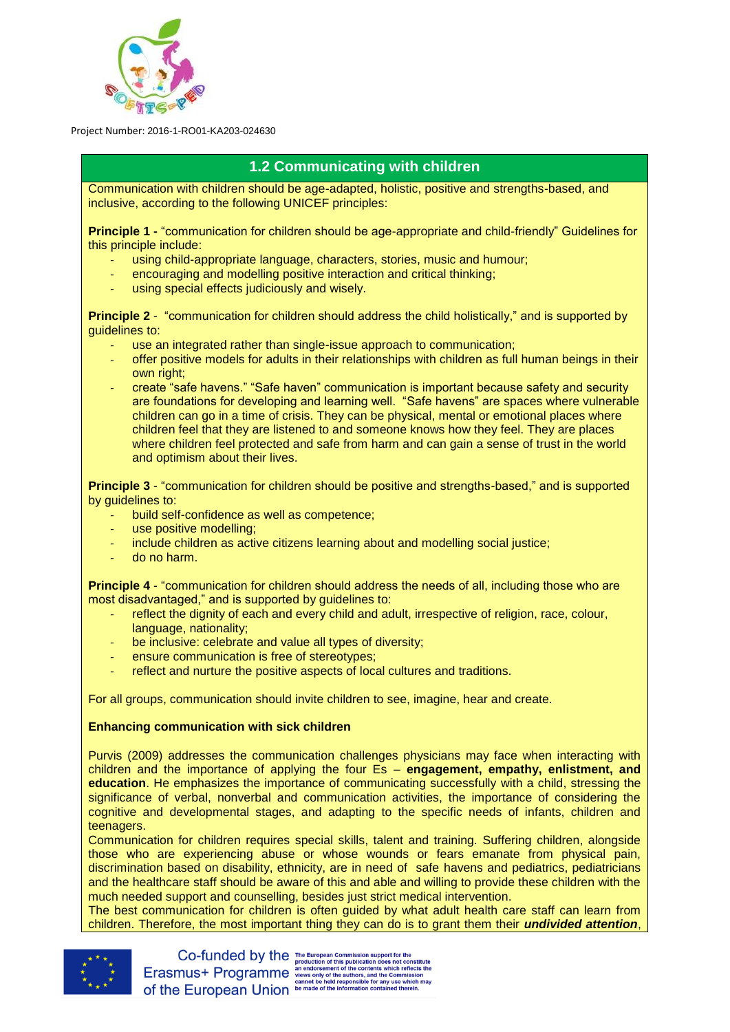## 1.2 Communicating with children

Communication with children should be age-adapted, holistic, positive and strengths-based, and inclusive, according to the following UNICEF principles:

**Principle 1 -** "communication for children should be age-appropriate and child-friendly" Guidelines for this principle include:

- using child-appropriate language, characters, stories, music and humour;
- encouraging and modelling positive interaction and critical thinking;
- using special effects judiciously and wisely.

**Principle 2** - "communication for children should address the child holistically," and is supported by guidelines to:

- use an integrated rather than single-issue approach to communication;
- offer positive models for adults in their relationships with children as full human beings in their own right;
- create "safe havens." "Safe haven" communication is important because safety and security are foundations for developing and learning well. "Safe havens" are spaces where vulnerable children can go in a time of crisis. They can be physical, mental or emotional places where children feel that they are listened to and someone knows how they feel. They are places where children feel protected and safe from harm and can gain a sense of trust in the world and optimism about their lives.

**Principle 3** - "communication for children should be positive and strengths-based," and is supported by guidelines to:

- build self-confidence as well as competence;
- use positive modelling;
- include children as active citizens learning about and modelling social justice;
- do no harm.

**Principle 4** - "communication for children should address the needs of all, including those who are most disadvantaged," and is supported by guidelines to:

- reflect the dignity of each and every child and adult, irrespective of religion, race, colour, language, nationality;
- be inclusive: celebrate and value all types of diversity;
- ensure communication is free of stereotypes;
- reflect and nurture the positive aspects of local cultures and traditions.

For all groups, communication should invite children to see, imagine, hear and create.

**Enhancing communication with sick children**

Purvis (2009) addresses the communication challenges physicians may face when interacting with children and the importance of applying the four Es – **engagement, empathy, enlistment, and education**. He emphasizes the importance of communicating successfully with a child, stressing the significance of verbal, nonverbal and communication activities, the importance of considering the cognitive and developmental stages, and adapting to the specific needs of infants, children and teenagers.

Communication for children requires special skills, talent and training. Suffering children, alongside those who are experiencing abuse or whose wounds or fears emanate from physical pain, discrimination based on disability, ethnicity, are in need of safe havens and pediatrics, pediatricians and the healthcare staff should be aware of this and able and willing to provide these children with the much needed support and counselling, besides just strict medical intervention.

The best communication for children is often guided by what adult health care staff can learn from children. Therefore, the most important thing they can do is to grant them their ***undivided attention***,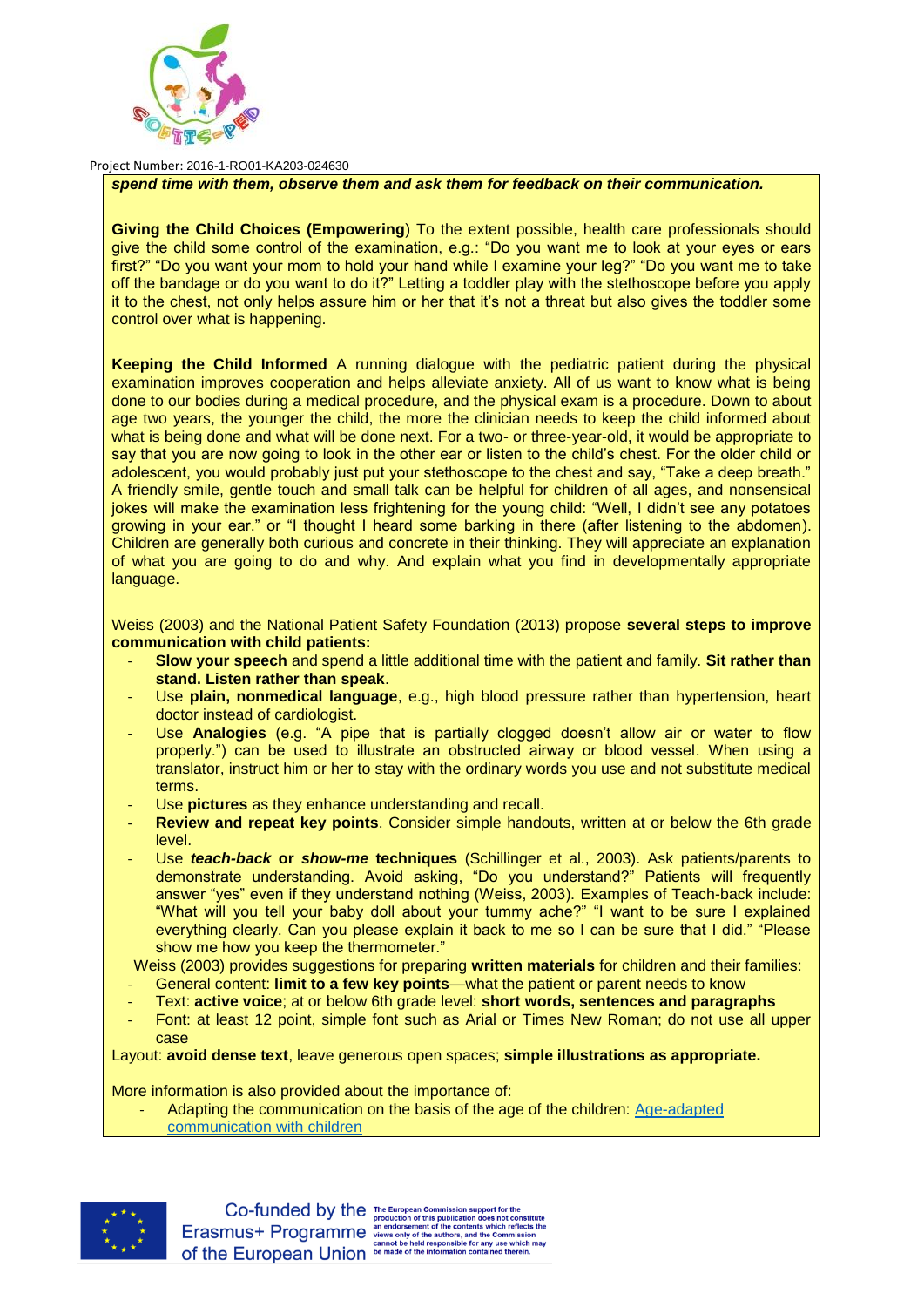***spend time with them, observe them and ask them for feedback on their communication.***

**Giving the Child Choices (Empowering**) To the extent possible, health care professionals should give the child some control of the examination, e.g.: "Do you want me to look at your eyes or ears first?" "Do you want your mom to hold your hand while I examine your leg?" "Do you want me to take off the bandage or do you want to do it?" Letting a toddler play with the stethoscope before you apply it to the chest, not only helps assure him or her that it's not a threat but also gives the toddler some control over what is happening.

**Keeping the Child Informed** A running dialogue with the pediatric patient during the physical examination improves cooperation and helps alleviate anxiety. All of us want to know what is being done to our bodies during a medical procedure, and the physical exam is a procedure. Down to about age two years, the younger the child, the more the clinician needs to keep the child informed about what is being done and what will be done next. For a two- or three-year-old, it would be appropriate to say that you are now going to look in the other ear or listen to the child's chest. For the older child or adolescent, you would probably just put your stethoscope to the chest and say, "Take a deep breath." A friendly smile, gentle touch and small talk can be helpful for children of all ages, and nonsensical jokes will make the examination less frightening for the young child: "Well, I didn't see any potatoes growing in your ear." or "I thought I heard some barking in there (after listening to the abdomen). Children are generally both curious and concrete in their thinking. They will appreciate an explanation of what you are going to do and why. And explain what you find in developmentally appropriate language.

Weiss (2003) and the National Patient Safety Foundation (2013) propose **several steps to improve communication with child patients:**

- **Slow your speech** and spend a little additional time with the patient and family. **Sit rather than stand. Listen rather than speak**.
- Use **plain, nonmedical language**, e.g., high blood pressure rather than hypertension, heart doctor instead of cardiologist.
- Use **Analogies** (e.g. "A pipe that is partially clogged doesn't allow air or water to flow properly.") can be used to illustrate an obstructed airway or blood vessel. When using a translator, instruct him or her to stay with the ordinary words you use and not substitute medical terms.
- Use **pictures** as they enhance understanding and recall.
- **Review and repeat key points**. Consider simple handouts, written at or below the 6th grade level.
- Use ***teach-back* or *show-me* techniques** (Schillinger et al., 2003). Ask patients/parents to demonstrate understanding. Avoid asking, "Do you understand?" Patients will frequently answer "yes" even if they understand nothing (Weiss, 2003). Examples of Teach-back include: "What will you tell your baby doll about your tummy ache?" "I want to be sure I explained everything clearly. Can you please explain it back to me so I can be sure that I did." "Please show me how you keep the thermometer."

Weiss (2003) provides suggestions for preparing **written materials** for children and their families:

- General content: **limit to a few key points**—what the patient or parent needs to know
- Text: **active voice**; at or below 6th grade level: **short words, sentences and paragraphs**
- Font: at least 12 point, simple font such as Arial or Times New Roman; do not use all upper case

Layout: **avoid dense text**, leave generous open spaces; **simple illustrations as appropriate.**

More information is also provided about the importance of:

- Adapting the communication on the basis of the age of the children: [Age-adapted communication with children]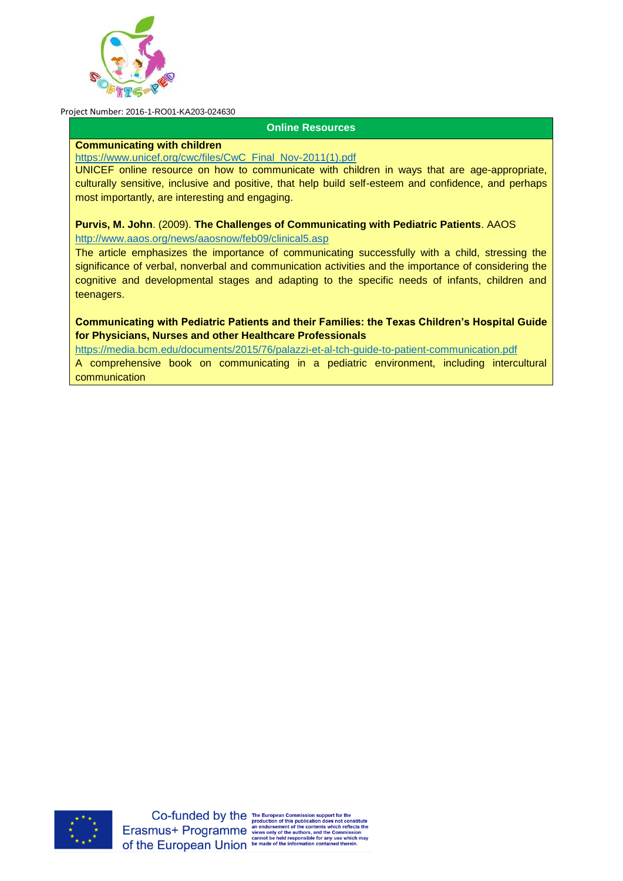Project Number: 2016-1-RO01-KA203-024630

## Online Resources

**Communicating with children**
https://www.unicef.org/cwc/files/CwC_Final_Nov-2011(1).pdf
UNICEF online resource on how to communicate with children in ways that are age-appropriate, culturally sensitive, inclusive and positive, that help build self-esteem and confidence, and perhaps most importantly, are interesting and engaging.

**Purvis, M. John**. (2009). **The Challenges of Communicating with Pediatric Patients**. AAOS
http://www.aaos.org/news/aaosnow/feb09/clinical5.asp
The article emphasizes the importance of communicating successfully with a child, stressing the significance of verbal, nonverbal and communication activities and the importance of considering the cognitive and developmental stages and adapting to the specific needs of infants, children and teenagers.

**Communicating with Pediatric Patients and their Families: the Texas Children's Hospital Guide for Physicians, Nurses and other Healthcare Professionals**
https://media.bcm.edu/documents/2015/76/palazzi-et-al-tch-guide-to-patient-communication.pdf
A comprehensive book on communicating in a pediatric environment, including intercultural communication

Co-funded by the Erasmus+ Programme of the European Union. The European Commission support for the production of this publication does not constitute an endorsement of the contents which reflects the views only of the authors, and the Commission cannot be held responsible for any use which may be made of the information contained therein.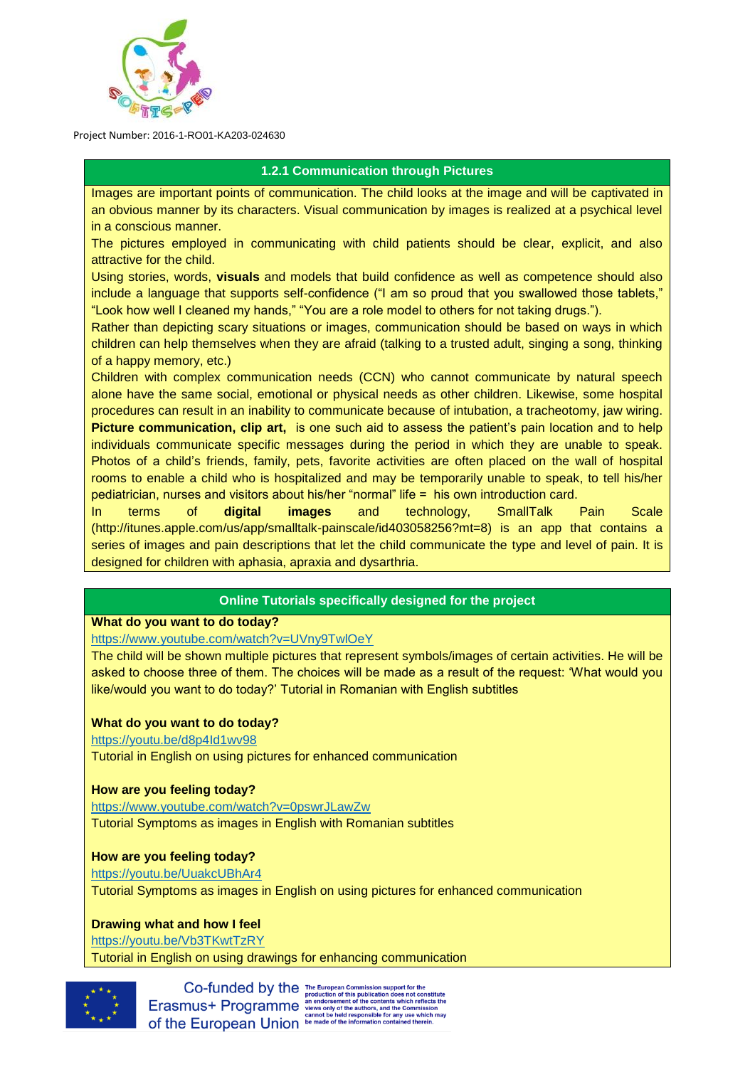### 1.2.1 Communication through Pictures

Images are important points of communication. The child looks at the image and will be captivated in an obvious manner by its characters. Visual communication by images is realized at a psychical level in a conscious manner.

The pictures employed in communicating with child patients should be clear, explicit, and also attractive for the child.

Using stories, words, **visuals** and models that build confidence as well as competence should also include a language that supports self-confidence ("I am so proud that you swallowed those tablets," "Look how well I cleaned my hands," "You are a role model to others for not taking drugs.").

Rather than depicting scary situations or images, communication should be based on ways in which children can help themselves when they are afraid (talking to a trusted adult, singing a song, thinking of a happy memory, etc.)

Children with complex communication needs (CCN) who cannot communicate by natural speech alone have the same social, emotional or physical needs as other children. Likewise, some hospital procedures can result in an inability to communicate because of intubation, a tracheotomy, jaw wiring. **Picture communication, clip art,** is one such aid to assess the patient's pain location and to help individuals communicate specific messages during the period in which they are unable to speak. Photos of a child's friends, family, pets, favorite activities are often placed on the wall of hospital rooms to enable a child who is hospitalized and may be temporarily unable to speak, to tell his/her pediatrician, nurses and visitors about his/her "normal" life = his own introduction card.

In terms of **digital images** and technology, SmallTalk Pain Scale (http://itunes.apple.com/us/app/smalltalk-painscale/id403058256?mt=8) is an app that contains a series of images and pain descriptions that let the child communicate the type and level of pain. It is designed for children with aphasia, apraxia and dysarthria.

### Online Tutorials specifically designed for the project

**What do you want to do today?**
https://www.youtube.com/watch?v=UVny9TwlOeY
The child will be shown multiple pictures that represent symbols/images of certain activities. He will be asked to choose three of them. The choices will be made as a result of the request: 'What would you like/would you want to do today?' Tutorial in Romanian with English subtitles

**What do you want to do today?**
https://youtu.be/d8p4Id1wv98
Tutorial in English on using pictures for enhanced communication

**How are you feeling today?**
https://www.youtube.com/watch?v=0pswrJLawZw
Tutorial Symptoms as images in English with Romanian subtitles

**How are you feeling today?**
https://youtu.be/UuakcUBhAr4
Tutorial Symptoms as images in English on using pictures for enhanced communication

**Drawing what and how I feel**
https://youtu.be/Vb3TKwtTzRY
Tutorial in English on using drawings for enhancing communication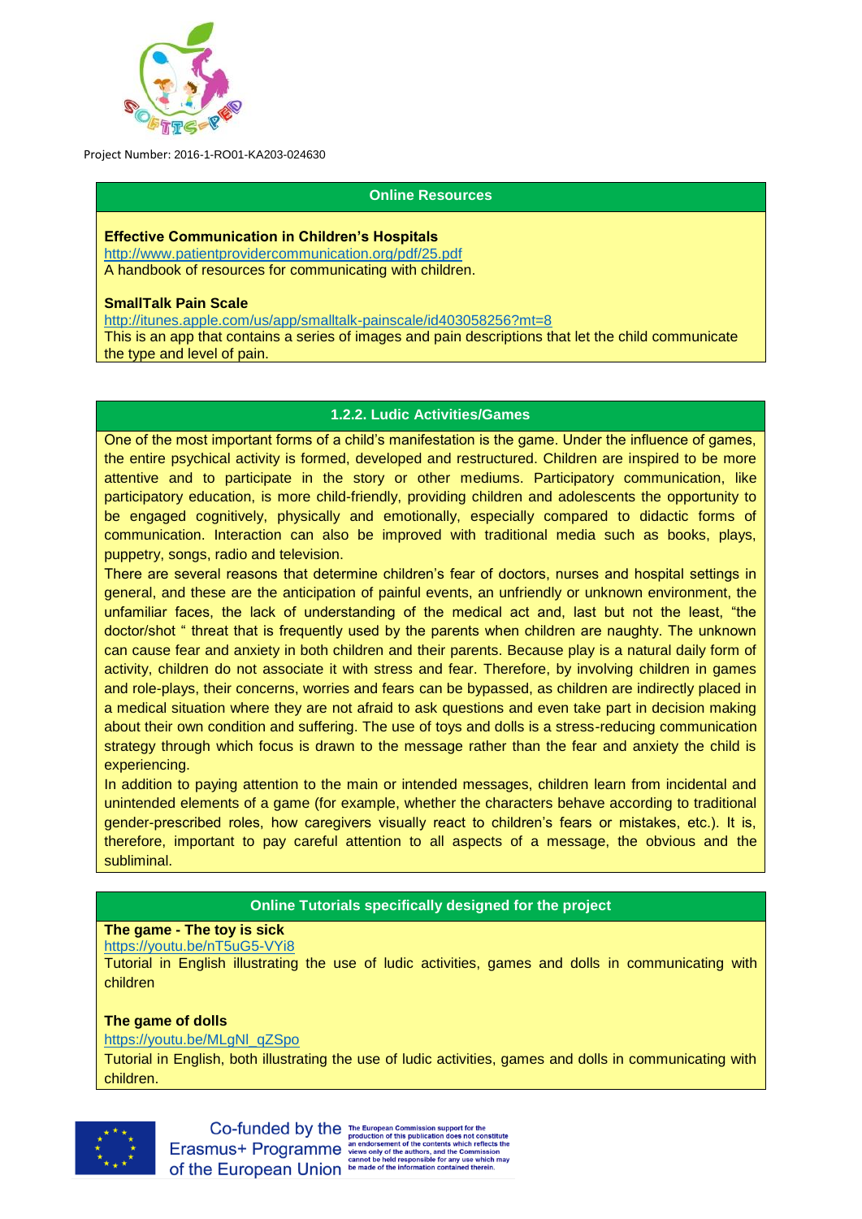**Online Resources**

**Effective Communication in Children's Hospitals**
http://www.patientprovidercommunication.org/pdf/25.pdf
A handbook of resources for communicating with children.

**SmallTalk Pain Scale**
http://itunes.apple.com/us/app/smalltalk-painscale/id403058256?mt=8
This is an app that contains a series of images and pain descriptions that let the child communicate the type and level of pain.

### 1.2.2. Ludic Activities/Games

One of the most important forms of a child's manifestation is the game. Under the influence of games, the entire psychical activity is formed, developed and restructured. Children are inspired to be more attentive and to participate in the story or other mediums. Participatory communication, like participatory education, is more child-friendly, providing children and adolescents the opportunity to be engaged cognitively, physically and emotionally, especially compared to didactic forms of communication. Interaction can also be improved with traditional media such as books, plays, puppetry, songs, radio and television.

There are several reasons that determine children's fear of doctors, nurses and hospital settings in general, and these are the anticipation of painful events, an unfriendly or unknown environment, the unfamiliar faces, the lack of understanding of the medical act and, last but not the least, "the doctor/shot " threat that is frequently used by the parents when children are naughty. The unknown can cause fear and anxiety in both children and their parents. Because play is a natural daily form of activity, children do not associate it with stress and fear. Therefore, by involving children in games and role-plays, their concerns, worries and fears can be bypassed, as children are indirectly placed in a medical situation where they are not afraid to ask questions and even take part in decision making about their own condition and suffering. The use of toys and dolls is a stress-reducing communication strategy through which focus is drawn to the message rather than the fear and anxiety the child is experiencing.

In addition to paying attention to the main or intended messages, children learn from incidental and unintended elements of a game (for example, whether the characters behave according to traditional gender-prescribed roles, how caregivers visually react to children's fears or mistakes, etc.). It is, therefore, important to pay careful attention to all aspects of a message, the obvious and the subliminal.

**Online Tutorials specifically designed for the project**

**The game - The toy is sick**
https://youtu.be/nT5uG5-VYi8
Tutorial in English illustrating the use of ludic activities, games and dolls in communicating with children

**The game of dolls**
https://youtu.be/MLgNl_qZSpo
Tutorial in English, both illustrating the use of ludic activities, games and dolls in communicating with children.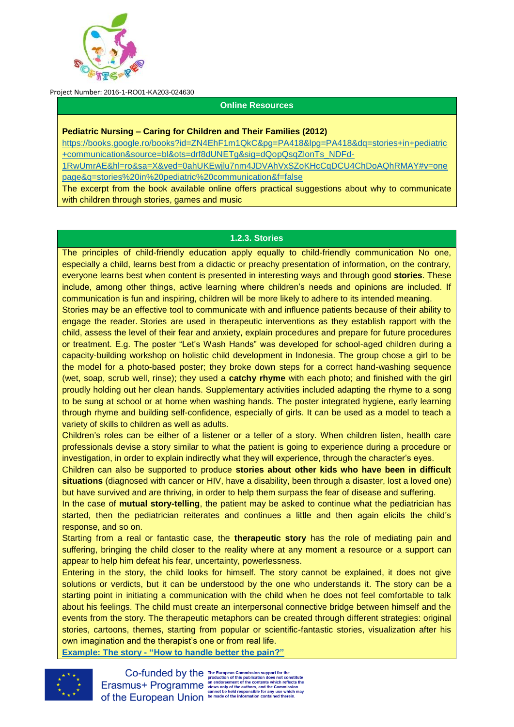## Online Resources

**Pediatric Nursing – Caring for Children and Their Families (2012)**

[https://books.google.ro/books?id=ZN4EhF1m1QkC&pg=PA418&lpg=PA418&dq=stories+in+pediatric+communication&source=bl&ots=drf8dUNETg&sig=dQopQsqZlonTs_NDFd-1RwUmrAE&hl=ro&sa=X&ved=0ahUKEwjlu7nm4JDVAhVxSZoKHcCqDCU4ChDoAQhRMAY#v=onepage&q=stories%20in%20pediatric%20communication&f=false](https://books.google.ro/books?id=ZN4EhF1m1QkC&pg=PA418&lpg=PA418&dq=stories+in+pediatric+communication&source=bl&ots=drf8dUNETg&sig=dQopQsqZlonTs_NDFd-1RwUmrAE&hl=ro&sa=X&ved=0ahUKEwjlu7nm4JDVAhVxSZoKHcCqDCU4ChDoAQhRMAY#v=onepage&q=stories%20in%20pediatric%20communication&f=false)

The excerpt from the book available online offers practical suggestions about why to communicate with children through stories, games and music

## 1.2.3. Stories

The principles of child-friendly education apply equally to child-friendly communication No one, especially a child, learns best from a didactic or preachy presentation of information, on the contrary, everyone learns best when content is presented in interesting ways and through good **stories**. These include, among other things, active learning where children's needs and opinions are included. If communication is fun and inspiring, children will be more likely to adhere to its intended meaning.

Stories may be an effective tool to communicate with and influence patients because of their ability to engage the reader. Stories are used in therapeutic interventions as they establish rapport with the child, assess the level of their fear and anxiety, explain procedures and prepare for future procedures or treatment. E.g. The poster "Let's Wash Hands" was developed for school-aged children during a capacity-building workshop on holistic child development in Indonesia. The group chose a girl to be the model for a photo-based poster; they broke down steps for a correct hand-washing sequence (wet, soap, scrub well, rinse); they used a **catchy rhyme** with each photo; and finished with the girl proudly holding out her clean hands. Supplementary activities included adapting the rhyme to a song to be sung at school or at home when washing hands. The poster integrated hygiene, early learning through rhyme and building self-confidence, especially of girls. It can be used as a model to teach a variety of skills to children as well as adults.

Children's roles can be either of a listener or a teller of a story. When children listen, health care professionals devise a story similar to what the patient is going to experience during a procedure or investigation, in order to explain indirectly what they will experience, through the character's eyes.

Children can also be supported to produce **stories about other kids who have been in difficult situations** (diagnosed with cancer or HIV, have a disability, been through a disaster, lost a loved one) but have survived and are thriving, in order to help them surpass the fear of disease and suffering.

In the case of **mutual story-telling**, the patient may be asked to continue what the pediatrician has started, then the pediatrician reiterates and continues a little and then again elicits the child's response, and so on.

Starting from a real or fantastic case, the **therapeutic story** has the role of mediating pain and suffering, bringing the child closer to the reality where at any moment a resource or a support can appear to help him defeat his fear, uncertainty, powerlessness.

Entering in the story, the child looks for himself. The story cannot be explained, it does not give solutions or verdicts, but it can be understood by the one who understands it. The story can be a starting point in initiating a communication with the child when he does not feel comfortable to talk about his feelings. The child must create an interpersonal connective bridge between himself and the events from the story. The therapeutic metaphors can be created through different strategies: original stories, cartoons, themes, starting from popular or scientific-fantastic stories, visualization after his own imagination and the therapist's one or from real life.

**Example: The story - "How to handle better the pain?"**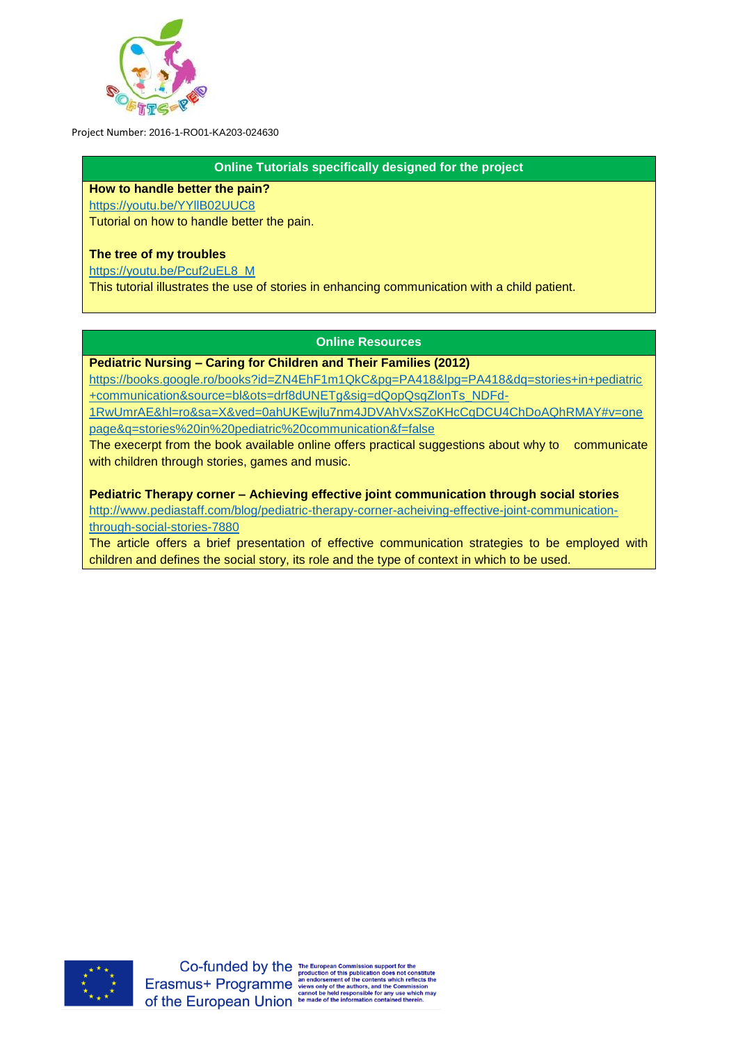Project Number: 2016-1-RO01-KA203-024630

## Online Tutorials specifically designed for the project

**How to handle better the pain?**

https://youtu.be/YYIlB02UUC8

Tutorial on how to handle better the pain.

**The tree of my troubles**

https://youtu.be/Pcuf2uEL8_M

This tutorial illustrates the use of stories in enhancing communication with a child patient.

## Online Resources

**Pediatric Nursing – Caring for Children and Their Families (2012)**

https://books.google.ro/books?id=ZN4EhF1m1QkC&pg=PA418&lpg=PA418&dq=stories+in+pediatric+communication&source=bl&ots=drf8dUNETg&sig=dQopQsqZlonTs_NDFd-1RwUmrAE&hl=ro&sa=X&ved=0ahUKEwjlu7nm4JDVAhVxSZoKHcCqDCU4ChDoAQhRMAY#v=onepage&q=stories%20in%20pediatric%20communication&f=false

The execerpt from the book available online offers practical suggestions about why to communicate with children through stories, games and music.

**Pediatric Therapy corner – Achieving effective joint communication through social stories**

http://www.pediastaff.com/blog/pediatric-therapy-corner-acheiving-effective-joint-communication-through-social-stories-7880

The article offers a brief presentation of effective communication strategies to be employed with children and defines the social story, its role and the type of context in which to be used.

Co-funded by the Erasmus+ Programme of the European Union

The European Commission support for the production of this publication does not constitute an endorsement of the contents which reflects the views only of the authors, and the Commission cannot be held responsible for any use which may be made of the information contained therein.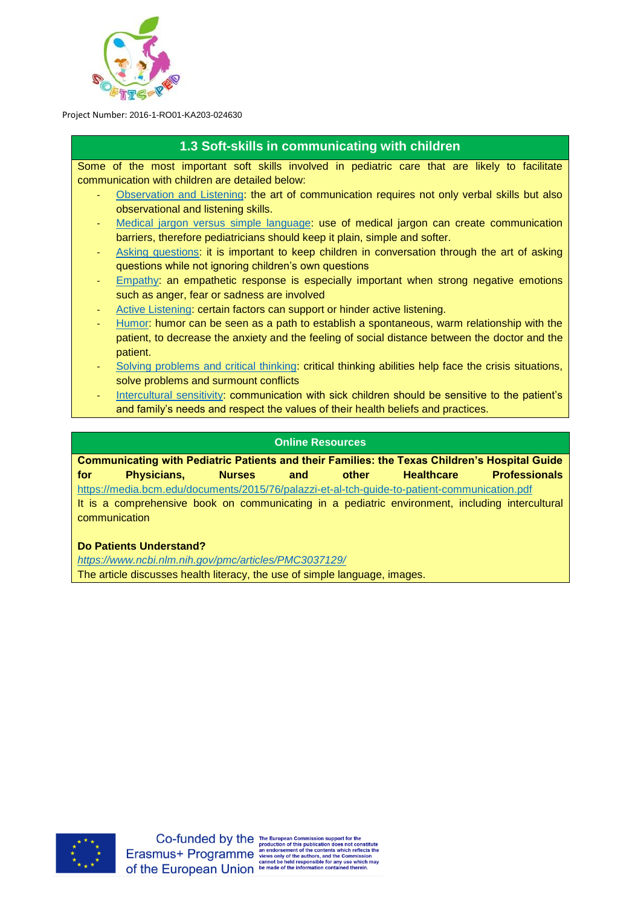## 1.3 Soft-skills in communicating with children

Some of the most important soft skills involved in pediatric care that are likely to facilitate communication with children are detailed below:

- Observation and Listening: the art of communication requires not only verbal skills but also observational and listening skills.
- Medical jargon versus simple language: use of medical jargon can create communication barriers, therefore pediatricians should keep it plain, simple and softer.
- Asking questions: it is important to keep children in conversation through the art of asking questions while not ignoring children's own questions
- Empathy: an empathetic response is especially important when strong negative emotions such as anger, fear or sadness are involved
- Active Listening: certain factors can support or hinder active listening.
- Humor: humor can be seen as a path to establish a spontaneous, warm relationship with the patient, to decrease the anxiety and the feeling of social distance between the doctor and the patient.
- Solving problems and critical thinking: critical thinking abilities help face the crisis situations, solve problems and surmount conflicts
- Intercultural sensitivity: communication with sick children should be sensitive to the patient's and family's needs and respect the values of their health beliefs and practices.

### Online Resources

**Communicating with Pediatric Patients and their Families: the Texas Children's Hospital Guide for Physicians, Nurses and other Healthcare Professionals**
https://media.bcm.edu/documents/2015/76/palazzi-et-al-tch-guide-to-patient-communication.pdf
It is a comprehensive book on communicating in a pediatric environment, including intercultural communication

**Do Patients Understand?**
*https://www.ncbi.nlm.nih.gov/pmc/articles/PMC3037129/*
The article discusses health literacy, the use of simple language, images.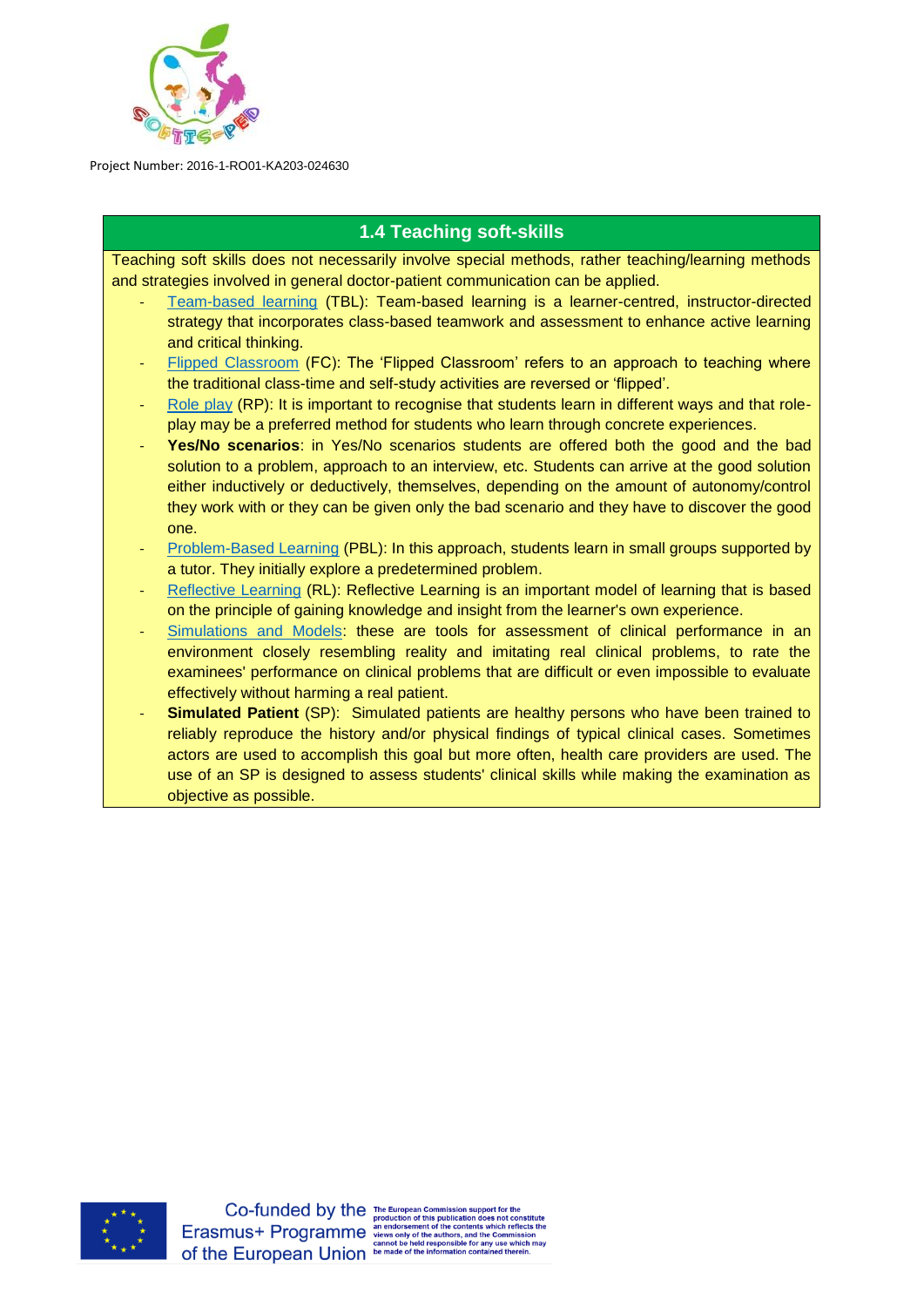## 1.4 Teaching soft-skills

Teaching soft skills does not necessarily involve special methods, rather teaching/learning methods and strategies involved in general doctor-patient communication can be applied.

- Team-based learning (TBL): Team-based learning is a learner-centred, instructor-directed strategy that incorporates class-based teamwork and assessment to enhance active learning and critical thinking.
- Flipped Classroom (FC): The 'Flipped Classroom' refers to an approach to teaching where the traditional class-time and self-study activities are reversed or 'flipped'.
- Role play (RP): It is important to recognise that students learn in different ways and that role-play may be a preferred method for students who learn through concrete experiences.
- **Yes/No scenarios**: in Yes/No scenarios students are offered both the good and the bad solution to a problem, approach to an interview, etc. Students can arrive at the good solution either inductively or deductively, themselves, depending on the amount of autonomy/control they work with or they can be given only the bad scenario and they have to discover the good one.
- Problem-Based Learning (PBL): In this approach, students learn in small groups supported by a tutor. They initially explore a predetermined problem.
- Reflective Learning (RL): Reflective Learning is an important model of learning that is based on the principle of gaining knowledge and insight from the learner's own experience.
- Simulations and Models: these are tools for assessment of clinical performance in an environment closely resembling reality and imitating real clinical problems, to rate the examinees' performance on clinical problems that are difficult or even impossible to evaluate effectively without harming a real patient.
- **Simulated Patient** (SP): Simulated patients are healthy persons who have been trained to reliably reproduce the history and/or physical findings of typical clinical cases. Sometimes actors are used to accomplish this goal but more often, health care providers are used. The use of an SP is designed to assess students' clinical skills while making the examination as objective as possible.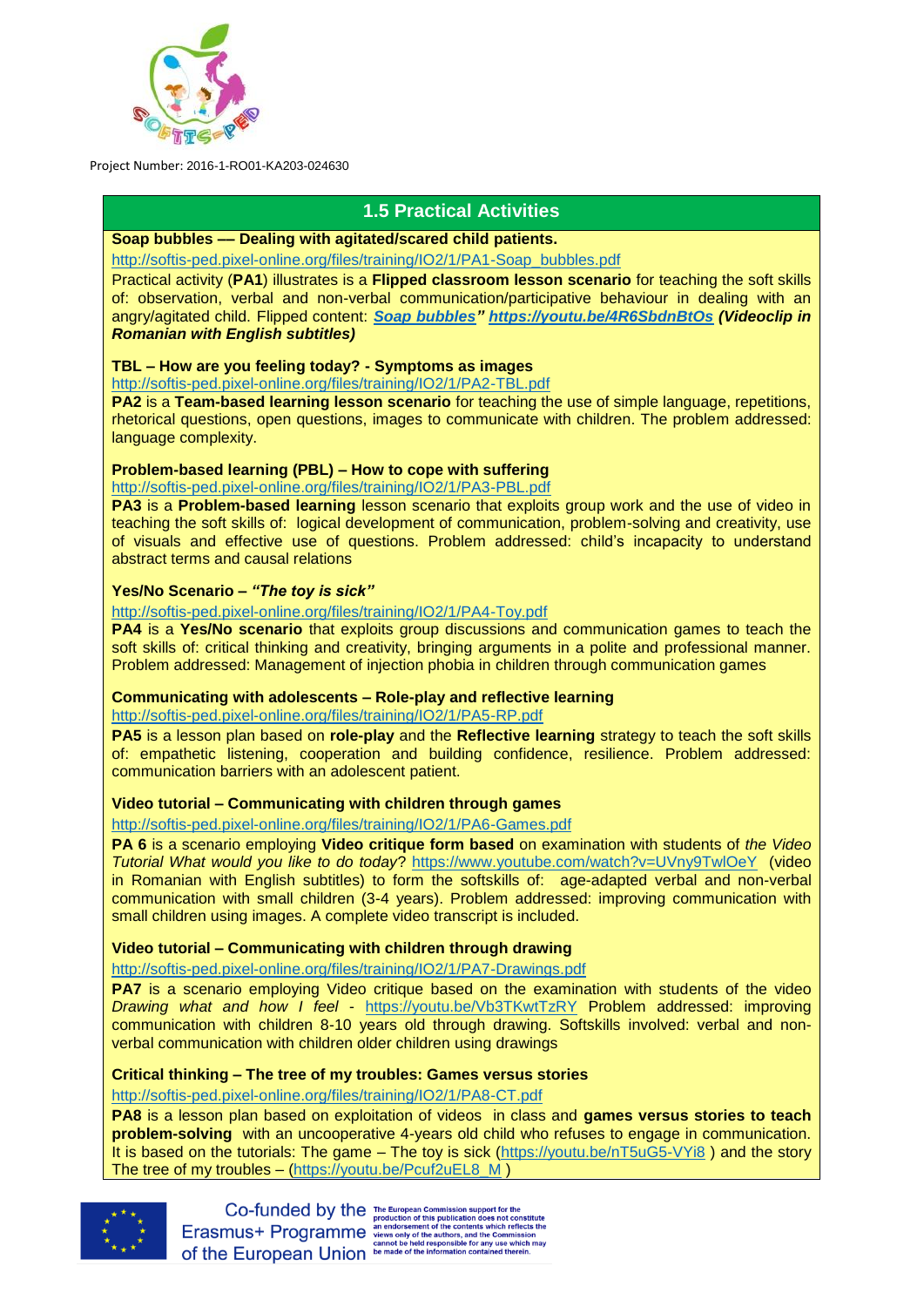## 1.5 Practical Activities

**Soap bubbles –– Dealing with agitated/scared child patients.**

http://softis-ped.pixel-online.org/files/training/IO2/1/PA1-Soap_bubbles.pdf

Practical activity (**PA1**) illustrates is a **Flipped classroom lesson scenario** for teaching the soft skills of: observation, verbal and non-verbal communication/participative behaviour in dealing with an angry/agitated child. Flipped content: ***Soap bubbles" https://youtu.be/4R6SbdnBtOs (Videoclip in Romanian with English subtitles)***

**TBL – How are you feeling today? - Symptoms as images**

http://softis-ped.pixel-online.org/files/training/IO2/1/PA2-TBL.pdf

**PA2** is a **Team-based learning lesson scenario** for teaching the use of simple language, repetitions, rhetorical questions, open questions, images to communicate with children. The problem addressed: language complexity.

**Problem-based learning (PBL) – How to cope with suffering**

http://softis-ped.pixel-online.org/files/training/IO2/1/PA3-PBL.pdf

**PA3** is a **Problem-based learning** lesson scenario that exploits group work and the use of video in teaching the soft skills of: logical development of communication, problem-solving and creativity, use of visuals and effective use of questions. Problem addressed: child's incapacity to understand abstract terms and causal relations

**Yes/No Scenario – *"The toy is sick"***

http://softis-ped.pixel-online.org/files/training/IO2/1/PA4-Toy.pdf

**PA4** is a **Yes/No scenario** that exploits group discussions and communication games to teach the soft skills of: critical thinking and creativity, bringing arguments in a polite and professional manner. Problem addressed: Management of injection phobia in children through communication games

**Communicating with adolescents – Role-play and reflective learning**

http://softis-ped.pixel-online.org/files/training/IO2/1/PA5-RP.pdf

**PA5** is a lesson plan based on **role-play** and the **Reflective learning** strategy to teach the soft skills of: empathetic listening, cooperation and building confidence, resilience. Problem addressed: communication barriers with an adolescent patient.

**Video tutorial – Communicating with children through games**

http://softis-ped.pixel-online.org/files/training/IO2/1/PA6-Games.pdf

**PA 6** is a scenario employing **Video critique form based** on examination with students of *the Video Tutorial What would you like to do today*? https://www.youtube.com/watch?v=UVny9TwlOeY (video in Romanian with English subtitles) to form the softskills of: age-adapted verbal and non-verbal communication with small children (3-4 years). Problem addressed: improving communication with small children using images. A complete video transcript is included.

**Video tutorial – Communicating with children through drawing**

http://softis-ped.pixel-online.org/files/training/IO2/1/PA7-Drawings.pdf

**PA7** is a scenario employing Video critique based on the examination with students of the video *Drawing what and how I feel* - https://youtu.be/Vb3TKwtTzRY Problem addressed: improving communication with children 8-10 years old through drawing. Softskills involved: verbal and non-verbal communication with children older children using drawings

**Critical thinking – The tree of my troubles: Games versus stories**

http://softis-ped.pixel-online.org/files/training/IO2/1/PA8-CT.pdf

**PA8** is a lesson plan based on exploitation of videos in class and **games versus stories to teach problem-solving** with an uncooperative 4-years old child who refuses to engage in communication. It is based on the tutorials: The game – The toy is sick (https://youtu.be/nT5uG5-VYi8 ) and the story The tree of my troubles – (https://youtu.be/Pcuf2uEL8_M )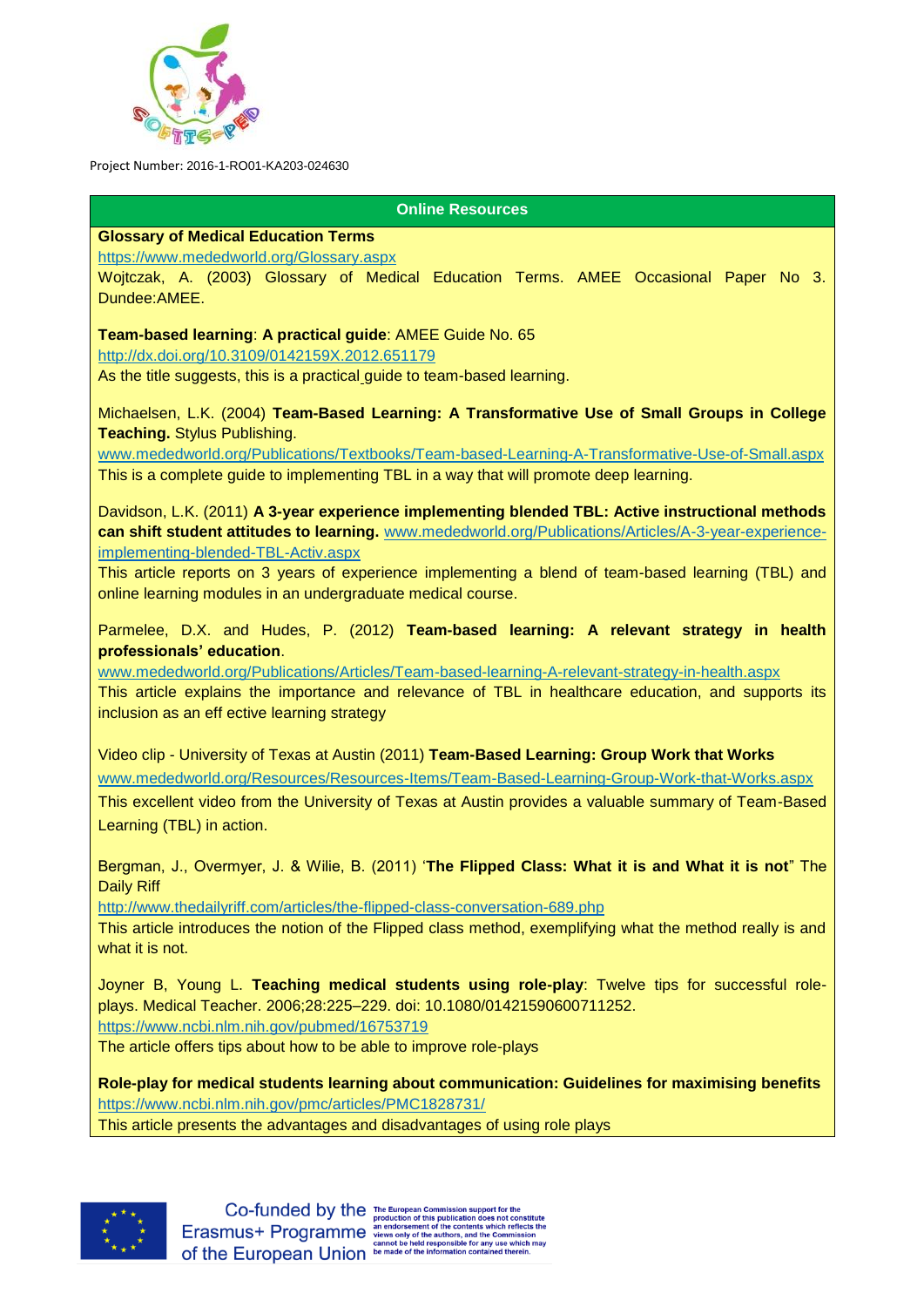Project Number: 2016-1-RO01-KA203-024630

## Online Resources

**Glossary of Medical Education Terms**
https://www.mededworld.org/Glossary.aspx
Wojtczak, A. (2003) Glossary of Medical Education Terms. AMEE Occasional Paper No 3. Dundee:AMEE.

**Team-based learning**: **A practical guide**: AMEE Guide No. 65
http://dx.doi.org/10.3109/0142159X.2012.651179
As the title suggests, this is a practical guide to team-based learning.

Michaelsen, L.K. (2004) **Team-Based Learning: A Transformative Use of Small Groups in College Teaching.** Stylus Publishing.
www.mededworld.org/Publications/Textbooks/Team-based-Learning-A-Transformative-Use-of-Small.aspx
This is a complete guide to implementing TBL in a way that will promote deep learning.

Davidson, L.K. (2011) **A 3-year experience implementing blended TBL: Active instructional methods can shift student attitudes to learning.** www.mededworld.org/Publications/Articles/A-3-year-experience-implementing-blended-TBL-Activ.aspx
This article reports on 3 years of experience implementing a blend of team-based learning (TBL) and online learning modules in an undergraduate medical course.

Parmelee, D.X. and Hudes, P. (2012) **Team-based learning: A relevant strategy in health professionals' education**.
www.mededworld.org/Publications/Articles/Team-based-learning-A-relevant-strategy-in-health.aspx
This article explains the importance and relevance of TBL in healthcare education, and supports its inclusion as an eff ective learning strategy

Video clip - University of Texas at Austin (2011) **Team-Based Learning: Group Work that Works**
www.mededworld.org/Resources/Resources-Items/Team-Based-Learning-Group-Work-that-Works.aspx
This excellent video from the University of Texas at Austin provides a valuable summary of Team-Based Learning (TBL) in action.

Bergman, J., Overmyer, J. & Wilie, B. (2011) '**The Flipped Class: What it is and What it is not**" The Daily Riff
http://www.thedailyriff.com/articles/the-flipped-class-conversation-689.php
This article introduces the notion of the Flipped class method, exemplifying what the method really is and what it is not.

Joyner B, Young L. **Teaching medical students using role-play**: Twelve tips for successful role-plays. Medical Teacher. 2006;28:225–229. doi: 10.1080/01421590600711252.
https://www.ncbi.nlm.nih.gov/pubmed/16753719
The article offers tips about how to be able to improve role-plays

**Role-play for medical students learning about communication: Guidelines for maximising benefits**
https://www.ncbi.nlm.nih.gov/pmc/articles/PMC1828731/
This article presents the advantages and disadvantages of using role plays

Co-funded by the Erasmus+ Programme of the European Union. The European Commission support for the production of this publication does not constitute an endorsement of the contents which reflects the views only of the authors, and the Commission cannot be held responsible for any use which may be made of the information contained therein.